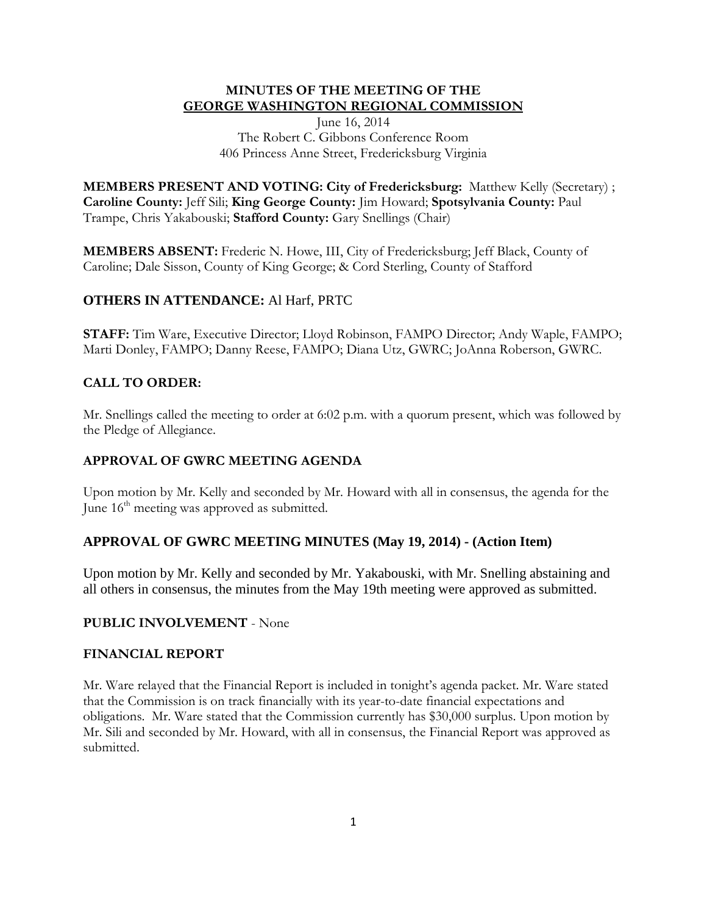**MINUTES OF THE MEETING OF THE**
**GEORGE WASHINGTON REGIONAL COMMISSION**

June 16, 2014
The Robert C. Gibbons Conference Room
406 Princess Anne Street, Fredericksburg Virginia

**MEMBERS PRESENT AND VOTING: City of Fredericksburg:** Matthew Kelly (Secretary) ; **Caroline County:** Jeff Sili; **King George County:** Jim Howard; **Spotsylvania County:** Paul Trampe, Chris Yakabouski; **Stafford County:** Gary Snellings (Chair)

**MEMBERS ABSENT:** Frederic N. Howe, III, City of Fredericksburg; Jeff Black, County of Caroline; Dale Sisson, County of King George; & Cord Sterling, County of Stafford

## OTHERS IN ATTENDANCE: Al Harf, PRTC

**STAFF:** Tim Ware, Executive Director; Lloyd Robinson, FAMPO Director; Andy Waple, FAMPO; Marti Donley, FAMPO; Danny Reese, FAMPO; Diana Utz, GWRC; JoAnna Roberson, GWRC.

## CALL TO ORDER:

Mr. Snellings called the meeting to order at 6:02 p.m. with a quorum present, which was followed by the Pledge of Allegiance.

## APPROVAL OF GWRC MEETING AGENDA

Upon motion by Mr. Kelly and seconded by Mr. Howard with all in consensus, the agenda for the June 16th meeting was approved as submitted.

## APPROVAL OF GWRC MEETING MINUTES (May 19, 2014) - (Action Item)

Upon motion by Mr. Kelly and seconded by Mr. Yakabouski, with Mr. Snelling abstaining and all others in consensus, the minutes from the May 19th meeting were approved as submitted.

## PUBLIC INVOLVEMENT - None

## FINANCIAL REPORT

Mr. Ware relayed that the Financial Report is included in tonight's agenda packet. Mr. Ware stated that the Commission is on track financially with its year-to-date financial expectations and obligations. Mr. Ware stated that the Commission currently has $30,000 surplus. Upon motion by Mr. Sili and seconded by Mr. Howard, with all in consensus, the Financial Report was approved as submitted.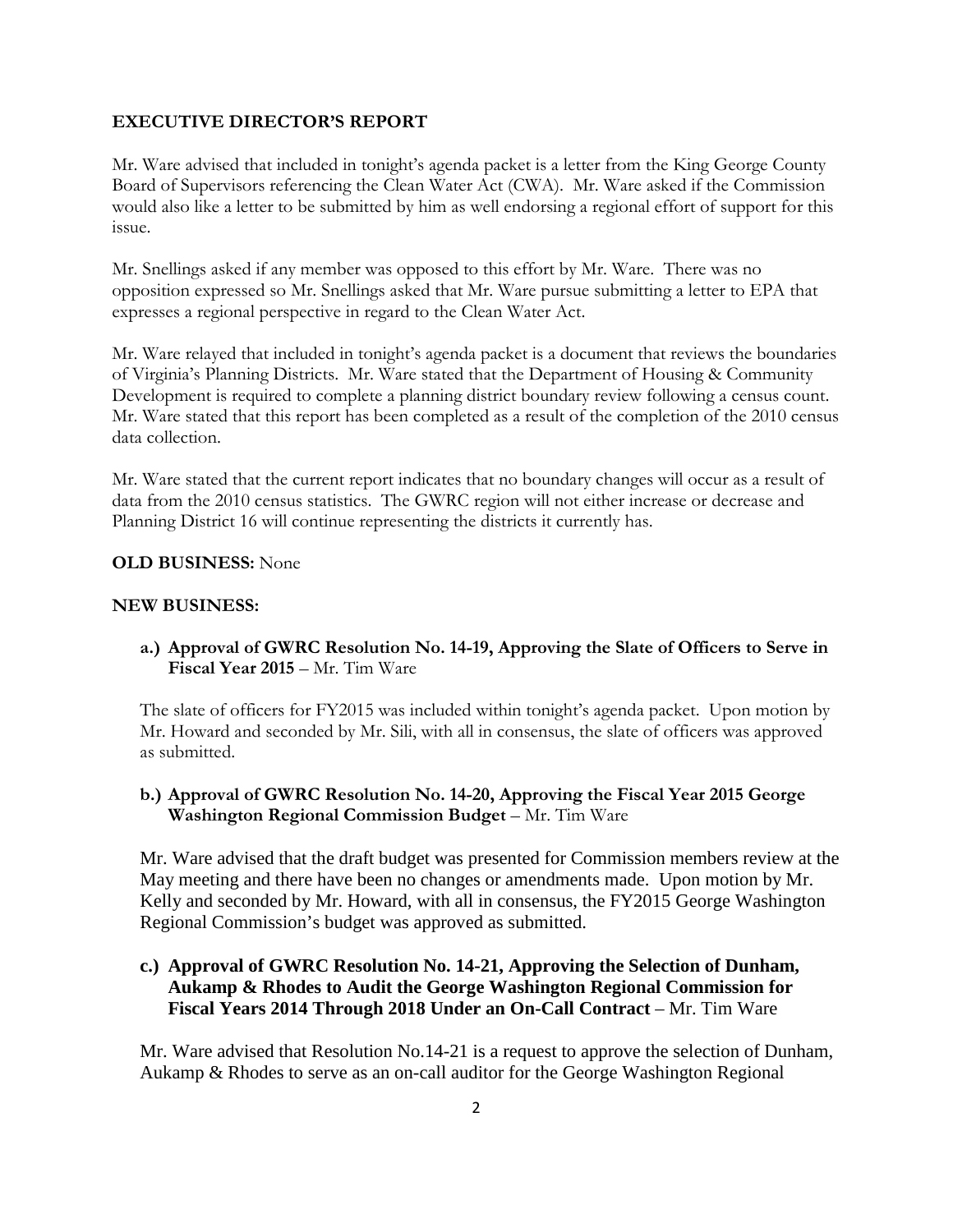**EXECUTIVE DIRECTOR'S REPORT**

Mr. Ware advised that included in tonight's agenda packet is a letter from the King George County Board of Supervisors referencing the Clean Water Act (CWA). Mr. Ware asked if the Commission would also like a letter to be submitted by him as well endorsing a regional effort of support for this issue.

Mr. Snellings asked if any member was opposed to this effort by Mr. Ware. There was no opposition expressed so Mr. Snellings asked that Mr. Ware pursue submitting a letter to EPA that expresses a regional perspective in regard to the Clean Water Act.

Mr. Ware relayed that included in tonight's agenda packet is a document that reviews the boundaries of Virginia's Planning Districts. Mr. Ware stated that the Department of Housing & Community Development is required to complete a planning district boundary review following a census count. Mr. Ware stated that this report has been completed as a result of the completion of the 2010 census data collection.

Mr. Ware stated that the current report indicates that no boundary changes will occur as a result of data from the 2010 census statistics. The GWRC region will not either increase or decrease and Planning District 16 will continue representing the districts it currently has.

**OLD BUSINESS:** None

**NEW BUSINESS:**

**a.) Approval of GWRC Resolution No. 14-19, Approving the Slate of Officers to Serve in Fiscal Year 2015** – Mr. Tim Ware

The slate of officers for FY2015 was included within tonight's agenda packet. Upon motion by Mr. Howard and seconded by Mr. Sili, with all in consensus, the slate of officers was approved as submitted.

**b.) Approval of GWRC Resolution No. 14-20, Approving the Fiscal Year 2015 George Washington Regional Commission Budget** – Mr. Tim Ware

Mr. Ware advised that the draft budget was presented for Commission members review at the May meeting and there have been no changes or amendments made. Upon motion by Mr. Kelly and seconded by Mr. Howard, with all in consensus, the FY2015 George Washington Regional Commission's budget was approved as submitted.

**c.) Approval of GWRC Resolution No. 14-21, Approving the Selection of Dunham, Aukamp & Rhodes to Audit the George Washington Regional Commission for Fiscal Years 2014 Through 2018 Under an On-Call Contract** – Mr. Tim Ware

Mr. Ware advised that Resolution No.14-21 is a request to approve the selection of Dunham, Aukamp & Rhodes to serve as an on-call auditor for the George Washington Regional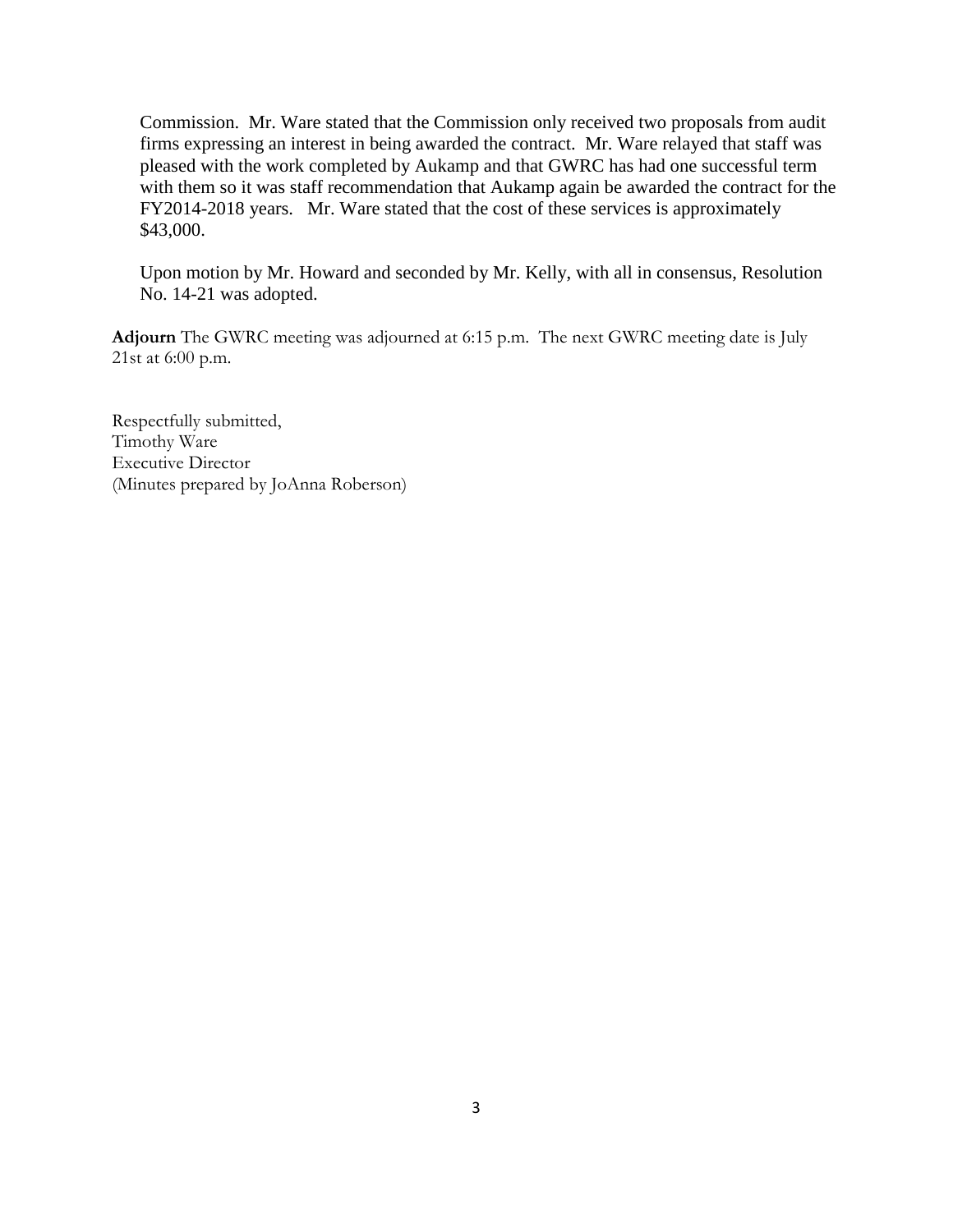Commission. Mr. Ware stated that the Commission only received two proposals from audit firms expressing an interest in being awarded the contract. Mr. Ware relayed that staff was pleased with the work completed by Aukamp and that GWRC has had one successful term with them so it was staff recommendation that Aukamp again be awarded the contract for the FY2014-2018 years. Mr. Ware stated that the cost of these services is approximately $43,000.

Upon motion by Mr. Howard and seconded by Mr. Kelly, with all in consensus, Resolution No. 14-21 was adopted.

**Adjourn** The GWRC meeting was adjourned at 6:15 p.m. The next GWRC meeting date is July 21st at 6:00 p.m.

Respectfully submitted,
Timothy Ware
Executive Director
(Minutes prepared by JoAnna Roberson)